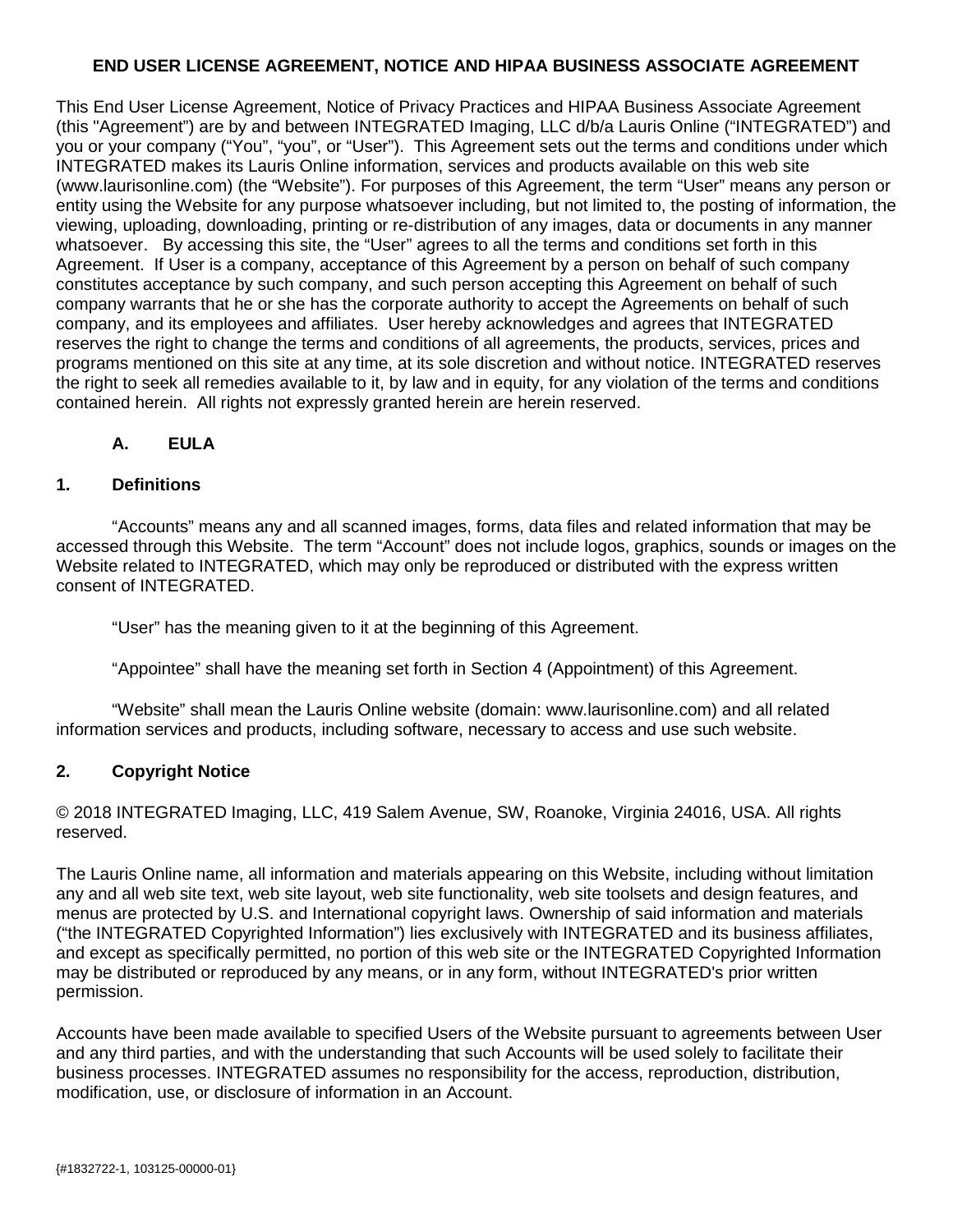# END USER LICENSE AGREEMENT, NOTICE AND HIPAA BUSINESS ASSOCIATE AGREEMENT

This End User License Agreement, Notice of Privacy Practices and HIPAA Business Associate Agreement (this "Agreement") are by and between INTEGRATED Imaging, LLC d/b/a Lauris Online ("INTEGRATED") and you or your company ("You", "you", or "User"). This Agreement sets out the terms and conditions under which INTEGRATED makes its Lauris Online information, services and products available on this web site (www.laurisonline.com) (the "Website"). For purposes of this Agreement, the term "User" means any person or entity using the Website for any purpose whatsoever including, but not limited to, the posting of information, the viewing, uploading, downloading, printing or re-distribution of any images, data or documents in any manner whatsoever. By accessing this site, the "User" agrees to all the terms and conditions set forth in this Agreement. If User is a company, acceptance of this Agreement by a person on behalf of such company constitutes acceptance by such company, and such person accepting this Agreement on behalf of such company warrants that he or she has the corporate authority to accept the Agreements on behalf of such company, and its employees and affiliates. User hereby acknowledges and agrees that INTEGRATED reserves the right to change the terms and conditions of all agreements, the products, services, prices and programs mentioned on this site at any time, at its sole discretion and without notice. INTEGRATED reserves the right to seek all remedies available to it, by law and in equity, for any violation of the terms and conditions contained herein. All rights not expressly granted herein are herein reserved.

## A. EULA

### 1. Definitions

"Accounts" means any and all scanned images, forms, data files and related information that may be accessed through this Website. The term "Account" does not include logos, graphics, sounds or images on the Website related to INTEGRATED, which may only be reproduced or distributed with the express written consent of INTEGRATED.

"User" has the meaning given to it at the beginning of this Agreement.

"Appointee" shall have the meaning set forth in Section 4 (Appointment) of this Agreement.

"Website" shall mean the Lauris Online website (domain: www.laurisonline.com) and all related information services and products, including software, necessary to access and use such website.

### 2. Copyright Notice

© 2018 INTEGRATED Imaging, LLC, 419 Salem Avenue, SW, Roanoke, Virginia 24016, USA. All rights reserved.

The Lauris Online name, all information and materials appearing on this Website, including without limitation any and all web site text, web site layout, web site functionality, web site toolsets and design features, and menus are protected by U.S. and International copyright laws. Ownership of said information and materials ("the INTEGRATED Copyrighted Information") lies exclusively with INTEGRATED and its business affiliates, and except as specifically permitted, no portion of this web site or the INTEGRATED Copyrighted Information may be distributed or reproduced by any means, or in any form, without INTEGRATED's prior written permission.

Accounts have been made available to specified Users of the Website pursuant to agreements between User and any third parties, and with the understanding that such Accounts will be used solely to facilitate their business processes. INTEGRATED assumes no responsibility for the access, reproduction, distribution, modification, use, or disclosure of information in an Account.

{#1832722-1, 103125-00000-01}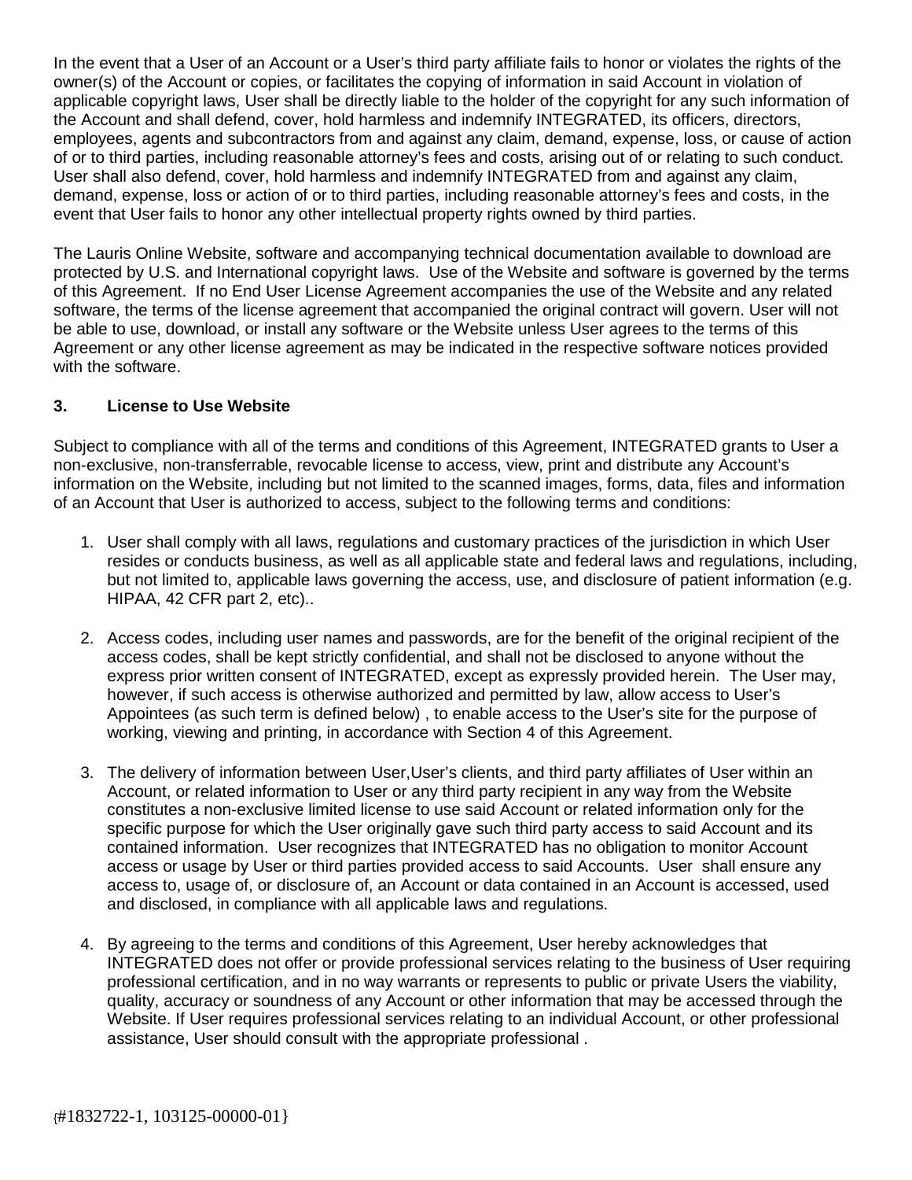In the event that a User of an Account or a User's third party affiliate fails to honor or violates the rights of the owner(s) of the Account or copies, or facilitates the copying of information in said Account in violation of applicable copyright laws, User shall be directly liable to the holder of the copyright for any such information of the Account and shall defend, cover, hold harmless and indemnify INTEGRATED, its officers, directors, employees, agents and subcontractors from and against any claim, demand, expense, loss, or cause of action of or to third parties, including reasonable attorney's fees and costs, arising out of or relating to such conduct. User shall also defend, cover, hold harmless and indemnify INTEGRATED from and against any claim, demand, expense, loss or action of or to third parties, including reasonable attorney's fees and costs, in the event that User fails to honor any other intellectual property rights owned by third parties.

The Lauris Online Website, software and accompanying technical documentation available to download are protected by U.S. and International copyright laws. Use of the Website and software is governed by the terms of this Agreement. If no End User License Agreement accompanies the use of the Website and any related software, the terms of the license agreement that accompanied the original contract will govern. User will not be able to use, download, or install any software or the Website unless User agrees to the terms of this Agreement or any other license agreement as may be indicated in the respective software notices provided with the software.

### 3. License to Use Website

Subject to compliance with all of the terms and conditions of this Agreement, INTEGRATED grants to User a non-exclusive, non-transferrable, revocable license to access, view, print and distribute any Account's information on the Website, including but not limited to the scanned images, forms, data, files and information of an Account that User is authorized to access, subject to the following terms and conditions:

1. User shall comply with all laws, regulations and customary practices of the jurisdiction in which User resides or conducts business, as well as all applicable state and federal laws and regulations, including, but not limited to, applicable laws governing the access, use, and disclosure of patient information (e.g. HIPAA, 42 CFR part 2, etc)..

2. Access codes, including user names and passwords, are for the benefit of the original recipient of the access codes, shall be kept strictly confidential, and shall not be disclosed to anyone without the express prior written consent of INTEGRATED, except as expressly provided herein. The User may, however, if such access is otherwise authorized and permitted by law, allow access to User's Appointees (as such term is defined below) , to enable access to the User's site for the purpose of working, viewing and printing, in accordance with Section 4 of this Agreement.

3. The delivery of information between User,User's clients, and third party affiliates of User within an Account, or related information to User or any third party recipient in any way from the Website constitutes a non-exclusive limited license to use said Account or related information only for the specific purpose for which the User originally gave such third party access to said Account and its contained information. User recognizes that INTEGRATED has no obligation to monitor Account access or usage by User or third parties provided access to said Accounts. User shall ensure any access to, usage of, or disclosure of, an Account or data contained in an Account is accessed, used and disclosed, in compliance with all applicable laws and regulations.

4. By agreeing to the terms and conditions of this Agreement, User hereby acknowledges that INTEGRATED does not offer or provide professional services relating to the business of User requiring professional certification, and in no way warrants or represents to public or private Users the viability, quality, accuracy or soundness of any Account or other information that may be accessed through the Website. If User requires professional services relating to an individual Account, or other professional assistance, User should consult with the appropriate professional .

{#1832722-1, 103125-00000-01}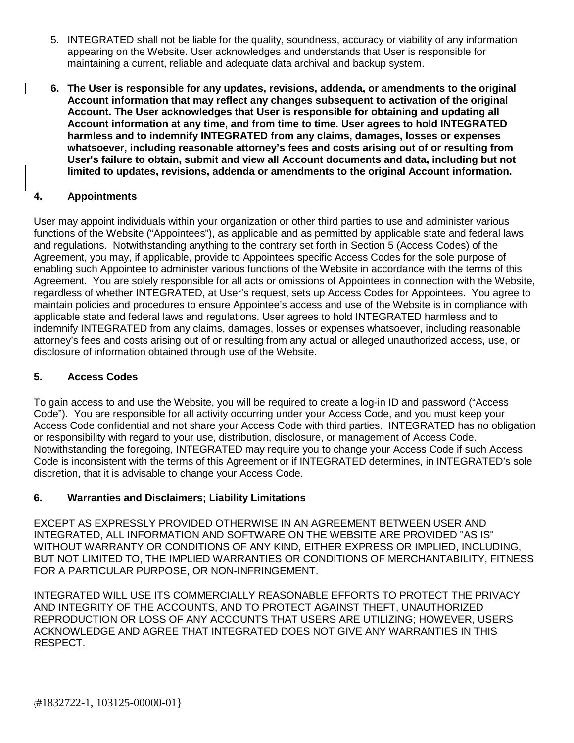5. INTEGRATED shall not be liable for the quality, soundness, accuracy or viability of any information appearing on the Website. User acknowledges and understands that User is responsible for maintaining a current, reliable and adequate data archival and backup system.

6. **The User is responsible for any updates, revisions, addenda, or amendments to the original Account information that may reflect any changes subsequent to activation of the original Account. The User acknowledges that User is responsible for obtaining and updating all Account information at any time, and from time to time. User agrees to hold INTEGRATED harmless and to indemnify INTEGRATED from any claims, damages, losses or expenses whatsoever, including reasonable attorney's fees and costs arising out of or resulting from User's failure to obtain, submit and view all Account documents and data, including but not limited to updates, revisions, addenda or amendments to the original Account information.**

## 4. Appointments

User may appoint individuals within your organization or other third parties to use and administer various functions of the Website ("Appointees"), as applicable and as permitted by applicable state and federal laws and regulations. Notwithstanding anything to the contrary set forth in Section 5 (Access Codes) of the Agreement, you may, if applicable, provide to Appointees specific Access Codes for the sole purpose of enabling such Appointee to administer various functions of the Website in accordance with the terms of this Agreement. You are solely responsible for all acts or omissions of Appointees in connection with the Website, regardless of whether INTEGRATED, at User's request, sets up Access Codes for Appointees. You agree to maintain policies and procedures to ensure Appointee's access and use of the Website is in compliance with applicable state and federal laws and regulations. User agrees to hold INTEGRATED harmless and to indemnify INTEGRATED from any claims, damages, losses or expenses whatsoever, including reasonable attorney's fees and costs arising out of or resulting from any actual or alleged unauthorized access, use, or disclosure of information obtained through use of the Website.

## 5. Access Codes

To gain access to and use the Website, you will be required to create a log-in ID and password ("Access Code"). You are responsible for all activity occurring under your Access Code, and you must keep your Access Code confidential and not share your Access Code with third parties. INTEGRATED has no obligation or responsibility with regard to your use, distribution, disclosure, or management of Access Code. Notwithstanding the foregoing, INTEGRATED may require you to change your Access Code if such Access Code is inconsistent with the terms of this Agreement or if INTEGRATED determines, in INTEGRATED's sole discretion, that it is advisable to change your Access Code.

## 6. Warranties and Disclaimers; Liability Limitations

EXCEPT AS EXPRESSLY PROVIDED OTHERWISE IN AN AGREEMENT BETWEEN USER AND INTEGRATED, ALL INFORMATION AND SOFTWARE ON THE WEBSITE ARE PROVIDED "AS IS" WITHOUT WARRANTY OR CONDITIONS OF ANY KIND, EITHER EXPRESS OR IMPLIED, INCLUDING, BUT NOT LIMITED TO, THE IMPLIED WARRANTIES OR CONDITIONS OF MERCHANTABILITY, FITNESS FOR A PARTICULAR PURPOSE, OR NON-INFRINGEMENT.

INTEGRATED WILL USE ITS COMMERCIALLY REASONABLE EFFORTS TO PROTECT THE PRIVACY AND INTEGRITY OF THE ACCOUNTS, AND TO PROTECT AGAINST THEFT, UNAUTHORIZED REPRODUCTION OR LOSS OF ANY ACCOUNTS THAT USERS ARE UTILIZING; HOWEVER, USERS ACKNOWLEDGE AND AGREE THAT INTEGRATED DOES NOT GIVE ANY WARRANTIES IN THIS RESPECT.

{#1832722-1, 103125-00000-01}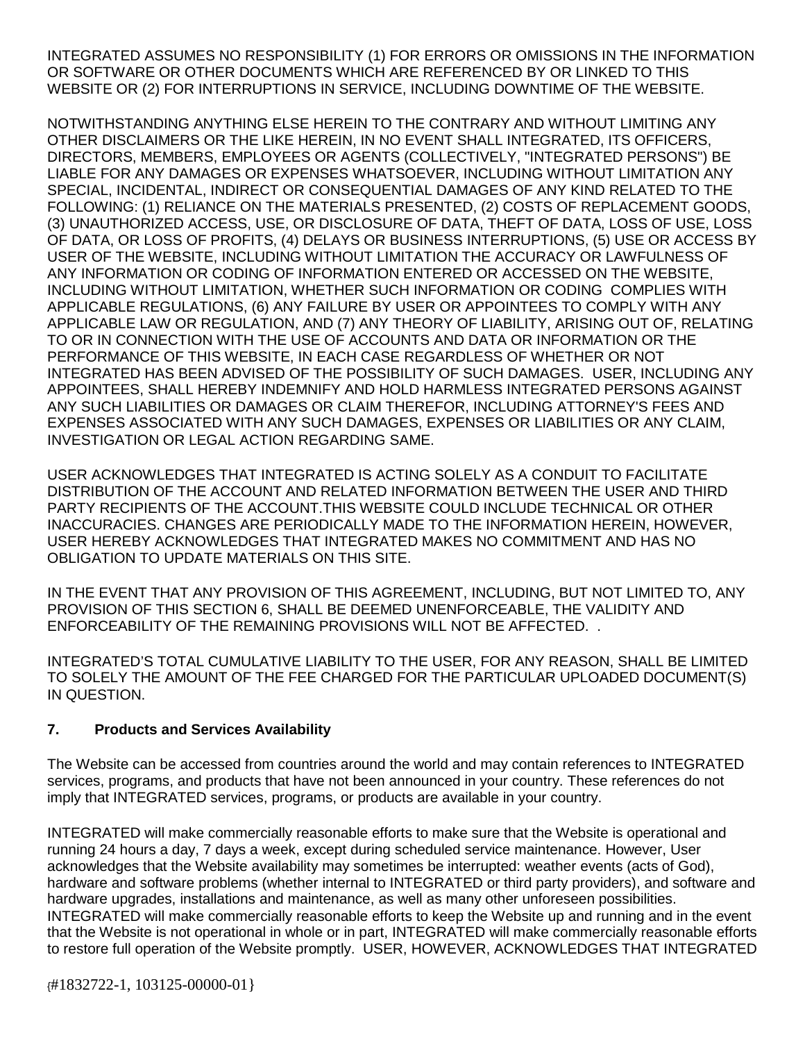INTEGRATED ASSUMES NO RESPONSIBILITY (1) FOR ERRORS OR OMISSIONS IN THE INFORMATION OR SOFTWARE OR OTHER DOCUMENTS WHICH ARE REFERENCED BY OR LINKED TO THIS WEBSITE OR (2) FOR INTERRUPTIONS IN SERVICE, INCLUDING DOWNTIME OF THE WEBSITE.

NOTWITHSTANDING ANYTHING ELSE HEREIN TO THE CONTRARY AND WITHOUT LIMITING ANY OTHER DISCLAIMERS OR THE LIKE HEREIN, IN NO EVENT SHALL INTEGRATED, ITS OFFICERS, DIRECTORS, MEMBERS, EMPLOYEES OR AGENTS (COLLECTIVELY, "INTEGRATED PERSONS") BE LIABLE FOR ANY DAMAGES OR EXPENSES WHATSOEVER, INCLUDING WITHOUT LIMITATION ANY SPECIAL, INCIDENTAL, INDIRECT OR CONSEQUENTIAL DAMAGES OF ANY KIND RELATED TO THE FOLLOWING: (1) RELIANCE ON THE MATERIALS PRESENTED, (2) COSTS OF REPLACEMENT GOODS, (3) UNAUTHORIZED ACCESS, USE, OR DISCLOSURE OF DATA, THEFT OF DATA, LOSS OF USE, LOSS OF DATA, OR LOSS OF PROFITS, (4) DELAYS OR BUSINESS INTERRUPTIONS, (5) USE OR ACCESS BY USER OF THE WEBSITE, INCLUDING WITHOUT LIMITATION THE ACCURACY OR LAWFULNESS OF ANY INFORMATION OR CODING OF INFORMATION ENTERED OR ACCESSED ON THE WEBSITE, INCLUDING WITHOUT LIMITATION, WHETHER SUCH INFORMATION OR CODING COMPLIES WITH APPLICABLE REGULATIONS, (6) ANY FAILURE BY USER OR APPOINTEES TO COMPLY WITH ANY APPLICABLE LAW OR REGULATION, AND (7) ANY THEORY OF LIABILITY, ARISING OUT OF, RELATING TO OR IN CONNECTION WITH THE USE OF ACCOUNTS AND DATA OR INFORMATION OR THE PERFORMANCE OF THIS WEBSITE, IN EACH CASE REGARDLESS OF WHETHER OR NOT INTEGRATED HAS BEEN ADVISED OF THE POSSIBILITY OF SUCH DAMAGES. USER, INCLUDING ANY APPOINTEES, SHALL HEREBY INDEMNIFY AND HOLD HARMLESS INTEGRATED PERSONS AGAINST ANY SUCH LIABILITIES OR DAMAGES OR CLAIM THEREFOR, INCLUDING ATTORNEY'S FEES AND EXPENSES ASSOCIATED WITH ANY SUCH DAMAGES, EXPENSES OR LIABILITIES OR ANY CLAIM, INVESTIGATION OR LEGAL ACTION REGARDING SAME.

USER ACKNOWLEDGES THAT INTEGRATED IS ACTING SOLELY AS A CONDUIT TO FACILITATE DISTRIBUTION OF THE ACCOUNT AND RELATED INFORMATION BETWEEN THE USER AND THIRD PARTY RECIPIENTS OF THE ACCOUNT.THIS WEBSITE COULD INCLUDE TECHNICAL OR OTHER INACCURACIES. CHANGES ARE PERIODICALLY MADE TO THE INFORMATION HEREIN, HOWEVER, USER HEREBY ACKNOWLEDGES THAT INTEGRATED MAKES NO COMMITMENT AND HAS NO OBLIGATION TO UPDATE MATERIALS ON THIS SITE.

IN THE EVENT THAT ANY PROVISION OF THIS AGREEMENT, INCLUDING, BUT NOT LIMITED TO, ANY PROVISION OF THIS SECTION 6, SHALL BE DEEMED UNENFORCEABLE, THE VALIDITY AND ENFORCEABILITY OF THE REMAINING PROVISIONS WILL NOT BE AFFECTED. .

INTEGRATED'S TOTAL CUMULATIVE LIABILITY TO THE USER, FOR ANY REASON, SHALL BE LIMITED TO SOLELY THE AMOUNT OF THE FEE CHARGED FOR THE PARTICULAR UPLOADED DOCUMENT(S) IN QUESTION.

## 7. Products and Services Availability

The Website can be accessed from countries around the world and may contain references to INTEGRATED services, programs, and products that have not been announced in your country. These references do not imply that INTEGRATED services, programs, or products are available in your country.

INTEGRATED will make commercially reasonable efforts to make sure that the Website is operational and running 24 hours a day, 7 days a week, except during scheduled service maintenance. However, User acknowledges that the Website availability may sometimes be interrupted: weather events (acts of God), hardware and software problems (whether internal to INTEGRATED or third party providers), and software and hardware upgrades, installations and maintenance, as well as many other unforeseen possibilities. INTEGRATED will make commercially reasonable efforts to keep the Website up and running and in the event that the Website is not operational in whole or in part, INTEGRATED will make commercially reasonable efforts to restore full operation of the Website promptly. USER, HOWEVER, ACKNOWLEDGES THAT INTEGRATED

{#1832722-1, 103125-00000-01}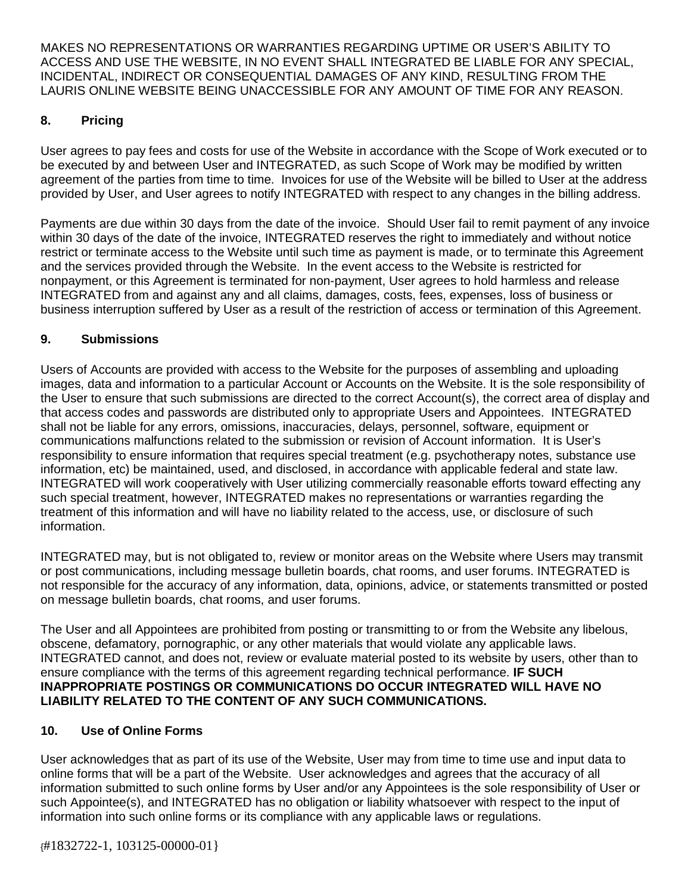MAKES NO REPRESENTATIONS OR WARRANTIES REGARDING UPTIME OR USER'S ABILITY TO ACCESS AND USE THE WEBSITE, IN NO EVENT SHALL INTEGRATED BE LIABLE FOR ANY SPECIAL, INCIDENTAL, INDIRECT OR CONSEQUENTIAL DAMAGES OF ANY KIND, RESULTING FROM THE LAURIS ONLINE WEBSITE BEING UNACCESSIBLE FOR ANY AMOUNT OF TIME FOR ANY REASON.

## 8. Pricing

User agrees to pay fees and costs for use of the Website in accordance with the Scope of Work executed or to be executed by and between User and INTEGRATED, as such Scope of Work may be modified by written agreement of the parties from time to time. Invoices for use of the Website will be billed to User at the address provided by User, and User agrees to notify INTEGRATED with respect to any changes in the billing address.

Payments are due within 30 days from the date of the invoice. Should User fail to remit payment of any invoice within 30 days of the date of the invoice, INTEGRATED reserves the right to immediately and without notice restrict or terminate access to the Website until such time as payment is made, or to terminate this Agreement and the services provided through the Website. In the event access to the Website is restricted for nonpayment, or this Agreement is terminated for non-payment, User agrees to hold harmless and release INTEGRATED from and against any and all claims, damages, costs, fees, expenses, loss of business or business interruption suffered by User as a result of the restriction of access or termination of this Agreement.

## 9. Submissions

Users of Accounts are provided with access to the Website for the purposes of assembling and uploading images, data and information to a particular Account or Accounts on the Website. It is the sole responsibility of the User to ensure that such submissions are directed to the correct Account(s), the correct area of display and that access codes and passwords are distributed only to appropriate Users and Appointees. INTEGRATED shall not be liable for any errors, omissions, inaccuracies, delays, personnel, software, equipment or communications malfunctions related to the submission or revision of Account information. It is User's responsibility to ensure information that requires special treatment (e.g. psychotherapy notes, substance use information, etc) be maintained, used, and disclosed, in accordance with applicable federal and state law. INTEGRATED will work cooperatively with User utilizing commercially reasonable efforts toward effecting any such special treatment, however, INTEGRATED makes no representations or warranties regarding the treatment of this information and will have no liability related to the access, use, or disclosure of such information.

INTEGRATED may, but is not obligated to, review or monitor areas on the Website where Users may transmit or post communications, including message bulletin boards, chat rooms, and user forums. INTEGRATED is not responsible for the accuracy of any information, data, opinions, advice, or statements transmitted or posted on message bulletin boards, chat rooms, and user forums.

The User and all Appointees are prohibited from posting or transmitting to or from the Website any libelous, obscene, defamatory, pornographic, or any other materials that would violate any applicable laws. INTEGRATED cannot, and does not, review or evaluate material posted to its website by users, other than to ensure compliance with the terms of this agreement regarding technical performance. **IF SUCH INAPPROPRIATE POSTINGS OR COMMUNICATIONS DO OCCUR INTEGRATED WILL HAVE NO LIABILITY RELATED TO THE CONTENT OF ANY SUCH COMMUNICATIONS.**

## 10. Use of Online Forms

User acknowledges that as part of its use of the Website, User may from time to time use and input data to online forms that will be a part of the Website. User acknowledges and agrees that the accuracy of all information submitted to such online forms by User and/or any Appointees is the sole responsibility of User or such Appointee(s), and INTEGRATED has no obligation or liability whatsoever with respect to the input of information into such online forms or its compliance with any applicable laws or regulations.

{#1832722-1, 103125-00000-01}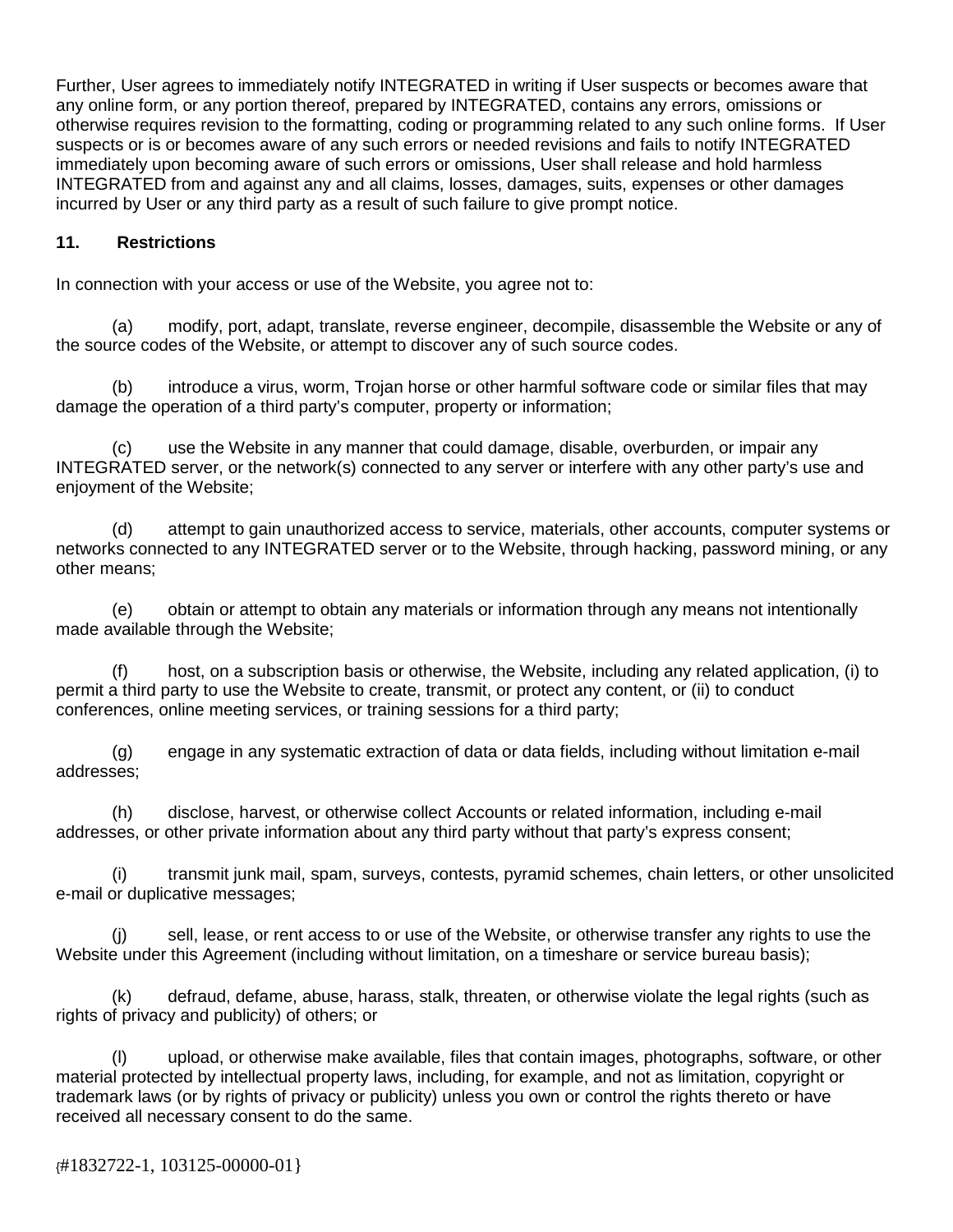Further, User agrees to immediately notify INTEGRATED in writing if User suspects or becomes aware that any online form, or any portion thereof, prepared by INTEGRATED, contains any errors, omissions or otherwise requires revision to the formatting, coding or programming related to any such online forms. If User suspects or is or becomes aware of any such errors or needed revisions and fails to notify INTEGRATED immediately upon becoming aware of such errors or omissions, User shall release and hold harmless INTEGRATED from and against any and all claims, losses, damages, suits, expenses or other damages incurred by User or any third party as a result of such failure to give prompt notice.

**11. Restrictions**

In connection with your access or use of the Website, you agree not to:

(a) modify, port, adapt, translate, reverse engineer, decompile, disassemble the Website or any of the source codes of the Website, or attempt to discover any of such source codes.

(b) introduce a virus, worm, Trojan horse or other harmful software code or similar files that may damage the operation of a third party's computer, property or information;

(c) use the Website in any manner that could damage, disable, overburden, or impair any INTEGRATED server, or the network(s) connected to any server or interfere with any other party's use and enjoyment of the Website;

(d) attempt to gain unauthorized access to service, materials, other accounts, computer systems or networks connected to any INTEGRATED server or to the Website, through hacking, password mining, or any other means;

(e) obtain or attempt to obtain any materials or information through any means not intentionally made available through the Website;

(f) host, on a subscription basis or otherwise, the Website, including any related application, (i) to permit a third party to use the Website to create, transmit, or protect any content, or (ii) to conduct conferences, online meeting services, or training sessions for a third party;

(g) engage in any systematic extraction of data or data fields, including without limitation e-mail addresses;

(h) disclose, harvest, or otherwise collect Accounts or related information, including e-mail addresses, or other private information about any third party without that party's express consent;

(i) transmit junk mail, spam, surveys, contests, pyramid schemes, chain letters, or other unsolicited e-mail or duplicative messages;

(j) sell, lease, or rent access to or use of the Website, or otherwise transfer any rights to use the Website under this Agreement (including without limitation, on a timeshare or service bureau basis);

(k) defraud, defame, abuse, harass, stalk, threaten, or otherwise violate the legal rights (such as rights of privacy and publicity) of others; or

(l) upload, or otherwise make available, files that contain images, photographs, software, or other material protected by intellectual property laws, including, for example, and not as limitation, copyright or trademark laws (or by rights of privacy or publicity) unless you own or control the rights thereto or have received all necessary consent to do the same.

{#1832722-1, 103125-00000-01}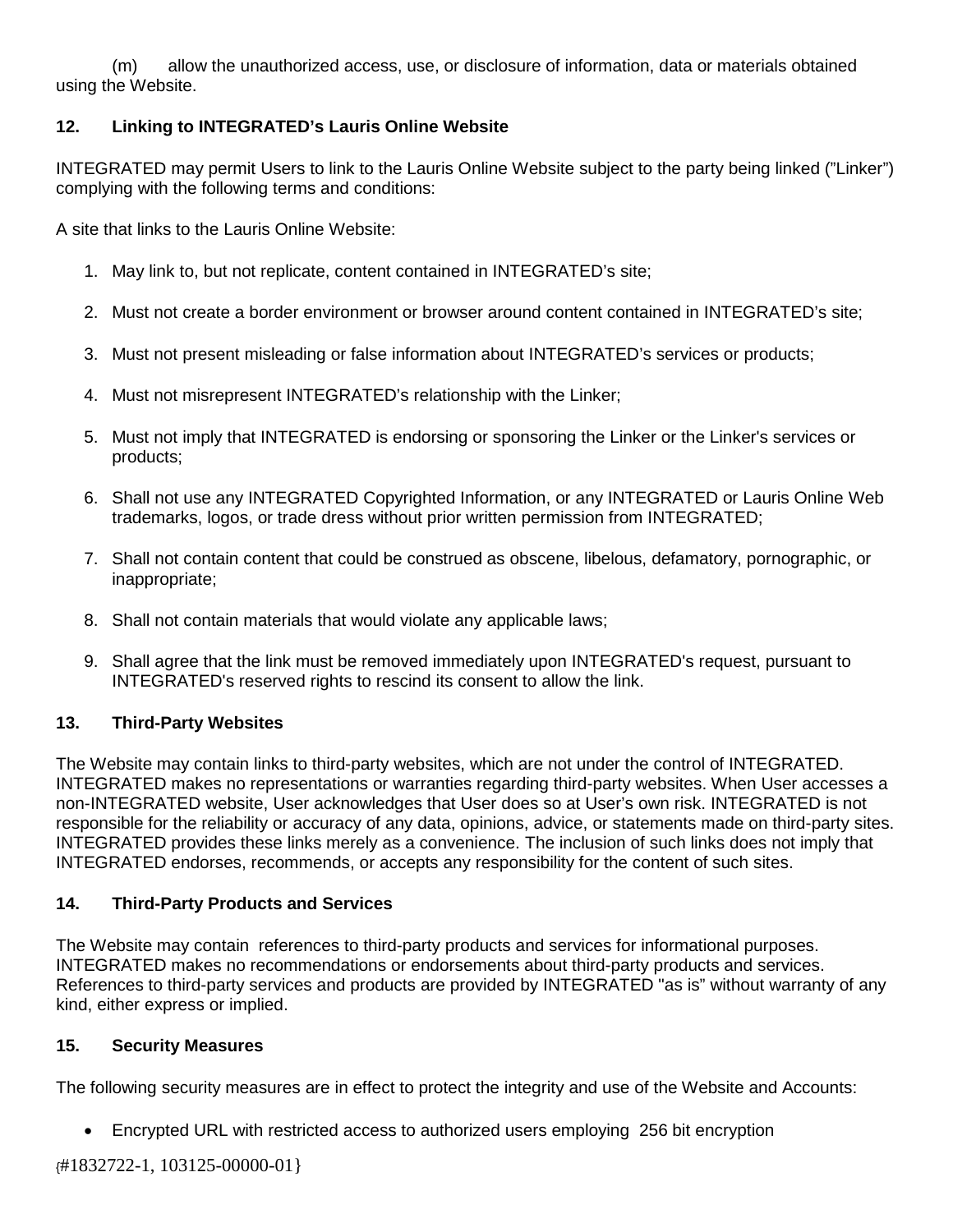(m) allow the unauthorized access, use, or disclosure of information, data or materials obtained using the Website.

## 12. Linking to INTEGRATED's Lauris Online Website

INTEGRATED may permit Users to link to the Lauris Online Website subject to the party being linked ("Linker") complying with the following terms and conditions:

A site that links to the Lauris Online Website:

1. May link to, but not replicate, content contained in INTEGRATED's site;
2. Must not create a border environment or browser around content contained in INTEGRATED's site;
3. Must not present misleading or false information about INTEGRATED's services or products;
4. Must not misrepresent INTEGRATED's relationship with the Linker;
5. Must not imply that INTEGRATED is endorsing or sponsoring the Linker or the Linker's services or products;
6. Shall not use any INTEGRATED Copyrighted Information, or any INTEGRATED or Lauris Online Web trademarks, logos, or trade dress without prior written permission from INTEGRATED;
7. Shall not contain content that could be construed as obscene, libelous, defamatory, pornographic, or inappropriate;
8. Shall not contain materials that would violate any applicable laws;
9. Shall agree that the link must be removed immediately upon INTEGRATED's request, pursuant to INTEGRATED's reserved rights to rescind its consent to allow the link.

## 13. Third-Party Websites

The Website may contain links to third-party websites, which are not under the control of INTEGRATED. INTEGRATED makes no representations or warranties regarding third-party websites. When User accesses a non-INTEGRATED website, User acknowledges that User does so at User's own risk. INTEGRATED is not responsible for the reliability or accuracy of any data, opinions, advice, or statements made on third-party sites. INTEGRATED provides these links merely as a convenience. The inclusion of such links does not imply that INTEGRATED endorses, recommends, or accepts any responsibility for the content of such sites.

## 14. Third-Party Products and Services

The Website may contain references to third-party products and services for informational purposes. INTEGRATED makes no recommendations or endorsements about third-party products and services. References to third-party services and products are provided by INTEGRATED "as is" without warranty of any kind, either express or implied.

## 15. Security Measures

The following security measures are in effect to protect the integrity and use of the Website and Accounts:

- Encrypted URL with restricted access to authorized users employing 256 bit encryption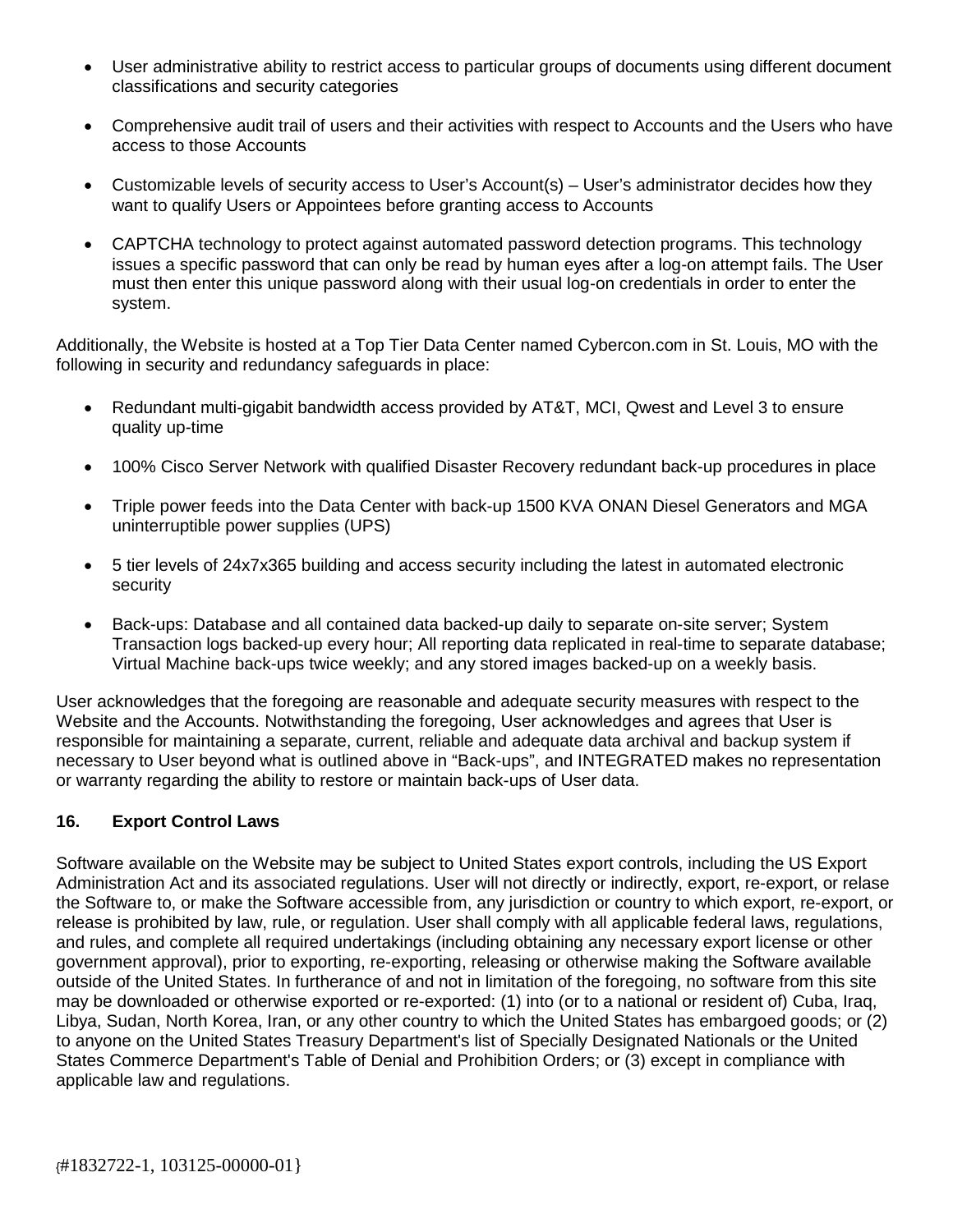- User administrative ability to restrict access to particular groups of documents using different document classifications and security categories

- Comprehensive audit trail of users and their activities with respect to Accounts and the Users who have access to those Accounts

- Customizable levels of security access to User's Account(s) – User's administrator decides how they want to qualify Users or Appointees before granting access to Accounts

- CAPTCHA technology to protect against automated password detection programs. This technology issues a specific password that can only be read by human eyes after a log-on attempt fails. The User must then enter this unique password along with their usual log-on credentials in order to enter the system.

Additionally, the Website is hosted at a Top Tier Data Center named Cybercon.com in St. Louis, MO with the following in security and redundancy safeguards in place:

- Redundant multi-gigabit bandwidth access provided by AT&T, MCI, Qwest and Level 3 to ensure quality up-time

- 100% Cisco Server Network with qualified Disaster Recovery redundant back-up procedures in place

- Triple power feeds into the Data Center with back-up 1500 KVA ONAN Diesel Generators and MGA uninterruptible power supplies (UPS)

- 5 tier levels of 24x7x365 building and access security including the latest in automated electronic security

- Back-ups: Database and all contained data backed-up daily to separate on-site server; System Transaction logs backed-up every hour; All reporting data replicated in real-time to separate database; Virtual Machine back-ups twice weekly; and any stored images backed-up on a weekly basis.

User acknowledges that the foregoing are reasonable and adequate security measures with respect to the Website and the Accounts. Notwithstanding the foregoing, User acknowledges and agrees that User is responsible for maintaining a separate, current, reliable and adequate data archival and backup system if necessary to User beyond what is outlined above in "Back-ups", and INTEGRATED makes no representation or warranty regarding the ability to restore or maintain back-ups of User data.

### 16. Export Control Laws

Software available on the Website may be subject to United States export controls, including the US Export Administration Act and its associated regulations. User will not directly or indirectly, export, re-export, or relase the Software to, or make the Software accessible from, any jurisdiction or country to which export, re-export, or release is prohibited by law, rule, or regulation. User shall comply with all applicable federal laws, regulations, and rules, and complete all required undertakings (including obtaining any necessary export license or other government approval), prior to exporting, re-exporting, releasing or otherwise making the Software available outside of the United States. In furtherance of and not in limitation of the foregoing, no software from this site may be downloaded or otherwise exported or re-exported: (1) into (or to a national or resident of) Cuba, Iraq, Libya, Sudan, North Korea, Iran, or any other country to which the United States has embargoed goods; or (2) to anyone on the United States Treasury Department's list of Specially Designated Nationals or the United States Commerce Department's Table of Denial and Prohibition Orders; or (3) except in compliance with applicable law and regulations.

{#1832722-1, 103125-00000-01}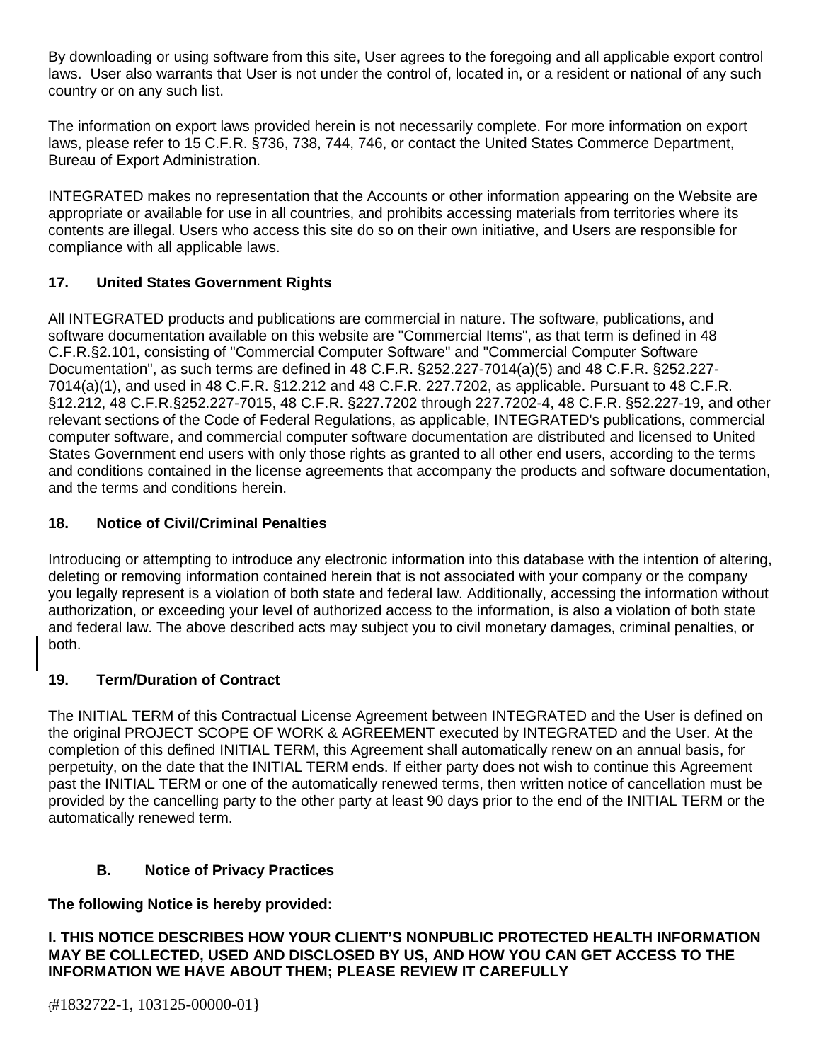By downloading or using software from this site, User agrees to the foregoing and all applicable export control laws. User also warrants that User is not under the control of, located in, or a resident or national of any such country or on any such list.

The information on export laws provided herein is not necessarily complete. For more information on export laws, please refer to 15 C.F.R. §736, 738, 744, 746, or contact the United States Commerce Department, Bureau of Export Administration.

INTEGRATED makes no representation that the Accounts or other information appearing on the Website are appropriate or available for use in all countries, and prohibits accessing materials from territories where its contents are illegal. Users who access this site do so on their own initiative, and Users are responsible for compliance with all applicable laws.

### 17. United States Government Rights

All INTEGRATED products and publications are commercial in nature. The software, publications, and software documentation available on this website are "Commercial Items", as that term is defined in 48 C.F.R.§2.101, consisting of "Commercial Computer Software" and "Commercial Computer Software Documentation", as such terms are defined in 48 C.F.R. §252.227-7014(a)(5) and 48 C.F.R. §252.227-7014(a)(1), and used in 48 C.F.R. §12.212 and 48 C.F.R. 227.7202, as applicable. Pursuant to 48 C.F.R. §12.212, 48 C.F.R.§252.227-7015, 48 C.F.R. §227.7202 through 227.7202-4, 48 C.F.R. §52.227-19, and other relevant sections of the Code of Federal Regulations, as applicable, INTEGRATED's publications, commercial computer software, and commercial computer software documentation are distributed and licensed to United States Government end users with only those rights as granted to all other end users, according to the terms and conditions contained in the license agreements that accompany the products and software documentation, and the terms and conditions herein.

### 18. Notice of Civil/Criminal Penalties

Introducing or attempting to introduce any electronic information into this database with the intention of altering, deleting or removing information contained herein that is not associated with your company or the company you legally represent is a violation of both state and federal law. Additionally, accessing the information without authorization, or exceeding your level of authorized access to the information, is also a violation of both state and federal law. The above described acts may subject you to civil monetary damages, criminal penalties, or both.

### 19. Term/Duration of Contract

The INITIAL TERM of this Contractual License Agreement between INTEGRATED and the User is defined on the original PROJECT SCOPE OF WORK & AGREEMENT executed by INTEGRATED and the User. At the completion of this defined INITIAL TERM, this Agreement shall automatically renew on an annual basis, for perpetuity, on the date that the INITIAL TERM ends. If either party does not wish to continue this Agreement past the INITIAL TERM or one of the automatically renewed terms, then written notice of cancellation must be provided by the cancelling party to the other party at least 90 days prior to the end of the INITIAL TERM or the automatically renewed term.

## B. Notice of Privacy Practices

**The following Notice is hereby provided:**

**I. THIS NOTICE DESCRIBES HOW YOUR CLIENT'S NONPUBLIC PROTECTED HEALTH INFORMATION MAY BE COLLECTED, USED AND DISCLOSED BY US, AND HOW YOU CAN GET ACCESS TO THE INFORMATION WE HAVE ABOUT THEM; PLEASE REVIEW IT CAREFULLY**

{#1832722-1, 103125-00000-01}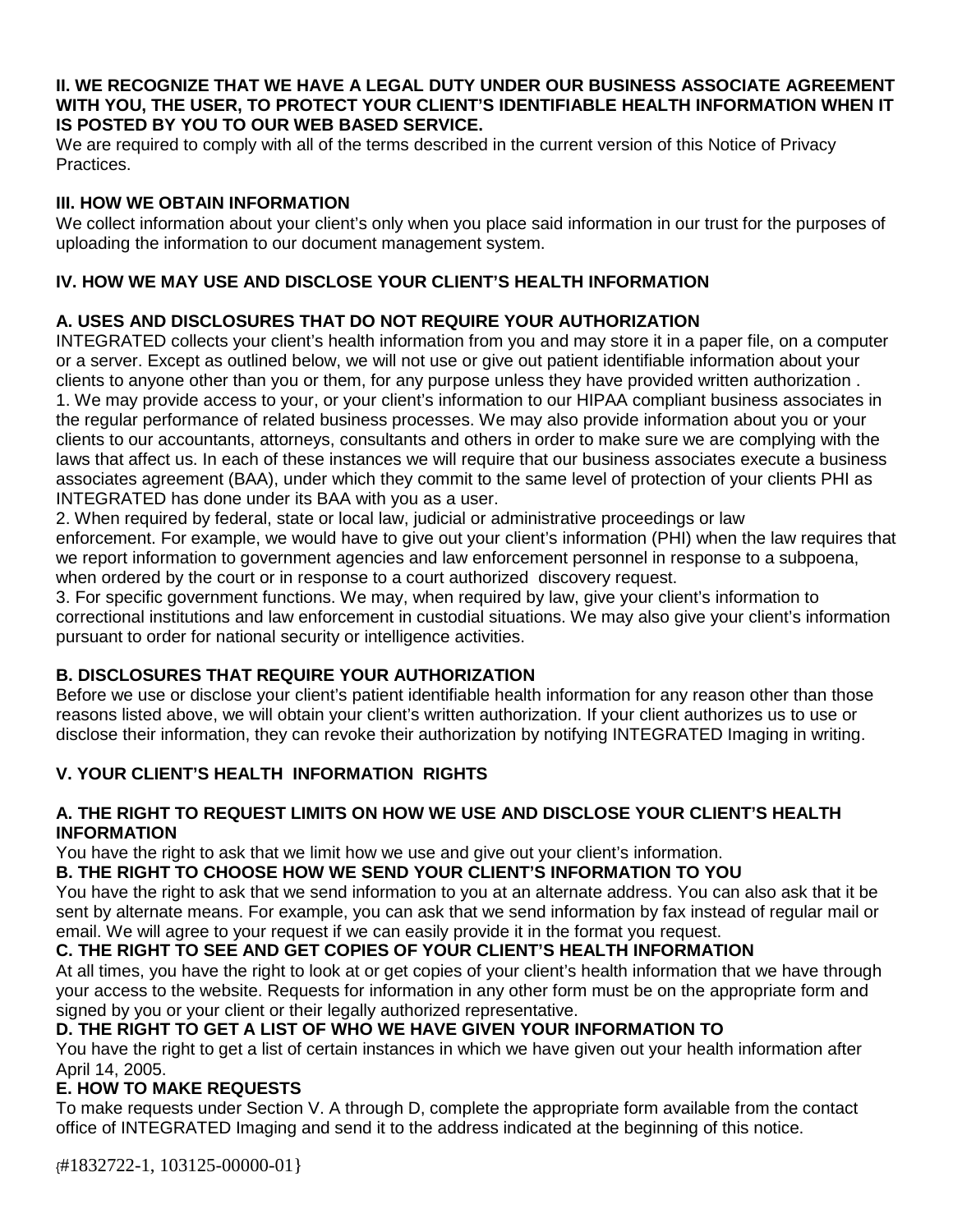**II. WE RECOGNIZE THAT WE HAVE A LEGAL DUTY UNDER OUR BUSINESS ASSOCIATE AGREEMENT WITH YOU, THE USER, TO PROTECT YOUR CLIENT'S IDENTIFIABLE HEALTH INFORMATION WHEN IT IS POSTED BY YOU TO OUR WEB BASED SERVICE.**

We are required to comply with all of the terms described in the current version of this Notice of Privacy Practices.

**III. HOW WE OBTAIN INFORMATION**

We collect information about your client's only when you place said information in our trust for the purposes of uploading the information to our document management system.

**IV. HOW WE MAY USE AND DISCLOSE YOUR CLIENT'S HEALTH INFORMATION**

**A. USES AND DISCLOSURES THAT DO NOT REQUIRE YOUR AUTHORIZATION**

INTEGRATED collects your client's health information from you and may store it in a paper file, on a computer or a server. Except as outlined below, we will not use or give out patient identifiable information about your clients to anyone other than you or them, for any purpose unless they have provided written authorization .

1. We may provide access to your, or your client's information to our HIPAA compliant business associates in the regular performance of related business processes. We may also provide information about you or your clients to our accountants, attorneys, consultants and others in order to make sure we are complying with the laws that affect us. In each of these instances we will require that our business associates execute a business associates agreement (BAA), under which they commit to the same level of protection of your clients PHI as INTEGRATED has done under its BAA with you as a user.
2. When required by federal, state or local law, judicial or administrative proceedings or law enforcement. For example, we would have to give out your client's information (PHI) when the law requires that we report information to government agencies and law enforcement personnel in response to a subpoena, when ordered by the court or in response to a court authorized discovery request.
3. For specific government functions. We may, when required by law, give your client's information to correctional institutions and law enforcement in custodial situations. We may also give your client's information pursuant to order for national security or intelligence activities.

**B. DISCLOSURES THAT REQUIRE YOUR AUTHORIZATION**

Before we use or disclose your client's patient identifiable health information for any reason other than those reasons listed above, we will obtain your client's written authorization. If your client authorizes us to use or disclose their information, they can revoke their authorization by notifying INTEGRATED Imaging in writing.

**V. YOUR CLIENT'S HEALTH INFORMATION RIGHTS**

**A. THE RIGHT TO REQUEST LIMITS ON HOW WE USE AND DISCLOSE YOUR CLIENT'S HEALTH INFORMATION**

You have the right to ask that we limit how we use and give out your client's information.

**B. THE RIGHT TO CHOOSE HOW WE SEND YOUR CLIENT'S INFORMATION TO YOU**

You have the right to ask that we send information to you at an alternate address. You can also ask that it be sent by alternate means. For example, you can ask that we send information by fax instead of regular mail or email. We will agree to your request if we can easily provide it in the format you request.

**C. THE RIGHT TO SEE AND GET COPIES OF YOUR CLIENT'S HEALTH INFORMATION**

At all times, you have the right to look at or get copies of your client's health information that we have through your access to the website. Requests for information in any other form must be on the appropriate form and signed by you or your client or their legally authorized representative.

**D. THE RIGHT TO GET A LIST OF WHO WE HAVE GIVEN YOUR INFORMATION TO**

You have the right to get a list of certain instances in which we have given out your health information after April 14, 2005.

**E. HOW TO MAKE REQUESTS**

To make requests under Section V. A through D, complete the appropriate form available from the contact office of INTEGRATED Imaging and send it to the address indicated at the beginning of this notice.

{#1832722-1, 103125-00000-01}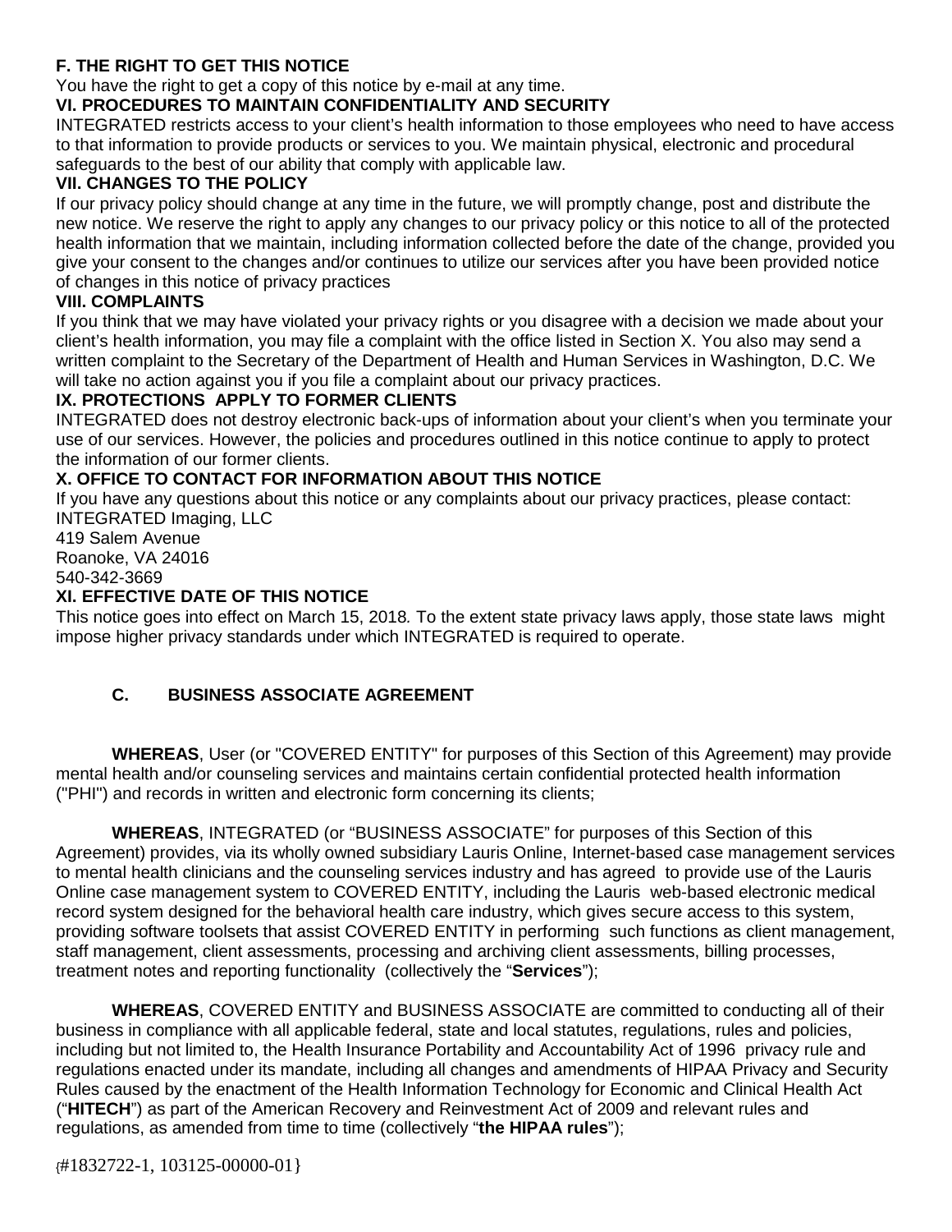**F. THE RIGHT TO GET THIS NOTICE**

You have the right to get a copy of this notice by e-mail at any time.

**VI. PROCEDURES TO MAINTAIN CONFIDENTIALITY AND SECURITY**

INTEGRATED restricts access to your client's health information to those employees who need to have access to that information to provide products or services to you. We maintain physical, electronic and procedural safeguards to the best of our ability that comply with applicable law.

**VII. CHANGES TO THE POLICY**

If our privacy policy should change at any time in the future, we will promptly change, post and distribute the new notice. We reserve the right to apply any changes to our privacy policy or this notice to all of the protected health information that we maintain, including information collected before the date of the change, provided you give your consent to the changes and/or continues to utilize our services after you have been provided notice of changes in this notice of privacy practices

**VIII. COMPLAINTS**

If you think that we may have violated your privacy rights or you disagree with a decision we made about your client's health information, you may file a complaint with the office listed in Section X. You also may send a written complaint to the Secretary of the Department of Health and Human Services in Washington, D.C. We will take no action against you if you file a complaint about our privacy practices.

**IX. PROTECTIONS APPLY TO FORMER CLIENTS**

INTEGRATED does not destroy electronic back-ups of information about your client's when you terminate your use of our services. However, the policies and procedures outlined in this notice continue to apply to protect the information of our former clients.

**X. OFFICE TO CONTACT FOR INFORMATION ABOUT THIS NOTICE**

If you have any questions about this notice or any complaints about our privacy practices, please contact:
INTEGRATED Imaging, LLC
419 Salem Avenue
Roanoke, VA 24016
540-342-3669

**XI. EFFECTIVE DATE OF THIS NOTICE**

This notice goes into effect on March 15, 2018. To the extent state privacy laws apply, those state laws might impose higher privacy standards under which INTEGRATED is required to operate.

## C. BUSINESS ASSOCIATE AGREEMENT

**WHEREAS**, User (or "COVERED ENTITY" for purposes of this Section of this Agreement) may provide mental health and/or counseling services and maintains certain confidential protected health information ("PHI") and records in written and electronic form concerning its clients;

**WHEREAS**, INTEGRATED (or "BUSINESS ASSOCIATE" for purposes of this Section of this Agreement) provides, via its wholly owned subsidiary Lauris Online, Internet-based case management services to mental health clinicians and the counseling services industry and has agreed to provide use of the Lauris Online case management system to COVERED ENTITY, including the Lauris web-based electronic medical record system designed for the behavioral health care industry, which gives secure access to this system, providing software toolsets that assist COVERED ENTITY in performing such functions as client management, staff management, client assessments, processing and archiving client assessments, billing processes, treatment notes and reporting functionality (collectively the "**Services**");

**WHEREAS**, COVERED ENTITY and BUSINESS ASSOCIATE are committed to conducting all of their business in compliance with all applicable federal, state and local statutes, regulations, rules and policies, including but not limited to, the Health Insurance Portability and Accountability Act of 1996 privacy rule and regulations enacted under its mandate, including all changes and amendments of HIPAA Privacy and Security Rules caused by the enactment of the Health Information Technology for Economic and Clinical Health Act ("**HITECH**") as part of the American Recovery and Reinvestment Act of 2009 and relevant rules and regulations, as amended from time to time (collectively "**the HIPAA rules**");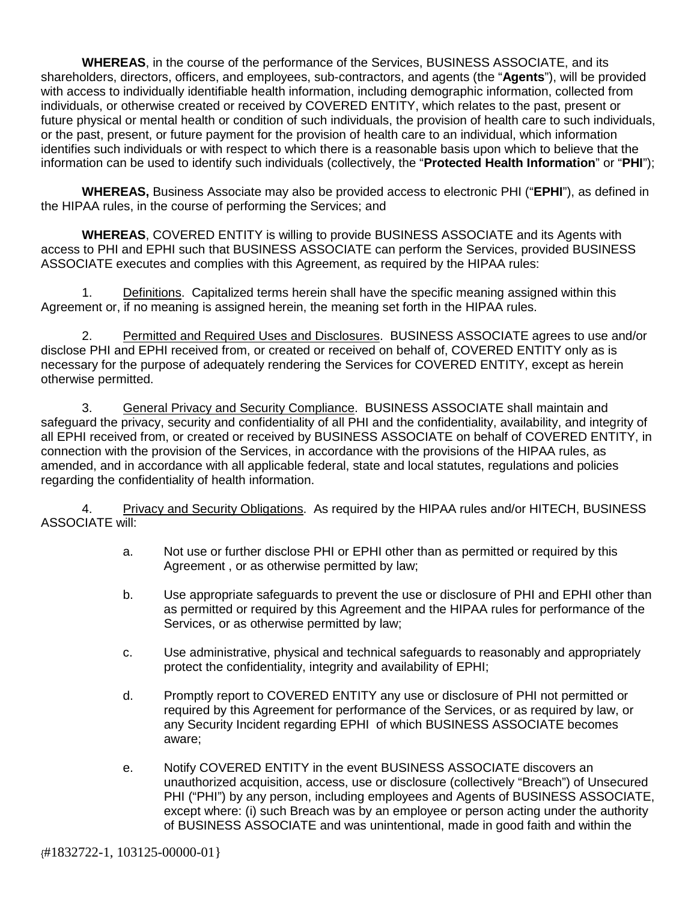**WHEREAS**, in the course of the performance of the Services, BUSINESS ASSOCIATE, and its shareholders, directors, officers, and employees, sub-contractors, and agents (the "**Agents**"), will be provided with access to individually identifiable health information, including demographic information, collected from individuals, or otherwise created or received by COVERED ENTITY, which relates to the past, present or future physical or mental health or condition of such individuals, the provision of health care to such individuals, or the past, present, or future payment for the provision of health care to an individual, which information identifies such individuals or with respect to which there is a reasonable basis upon which to believe that the information can be used to identify such individuals (collectively, the "**Protected Health Information**" or "**PHI**");

**WHEREAS,** Business Associate may also be provided access to electronic PHI ("**EPHI**"), as defined in the HIPAA rules, in the course of performing the Services; and

**WHEREAS**, COVERED ENTITY is willing to provide BUSINESS ASSOCIATE and its Agents with access to PHI and EPHI such that BUSINESS ASSOCIATE can perform the Services, provided BUSINESS ASSOCIATE executes and complies with this Agreement, as required by the HIPAA rules:

1. Definitions. Capitalized terms herein shall have the specific meaning assigned within this Agreement or, if no meaning is assigned herein, the meaning set forth in the HIPAA rules.

2. Permitted and Required Uses and Disclosures. BUSINESS ASSOCIATE agrees to use and/or disclose PHI and EPHI received from, or created or received on behalf of, COVERED ENTITY only as is necessary for the purpose of adequately rendering the Services for COVERED ENTITY, except as herein otherwise permitted.

3. General Privacy and Security Compliance. BUSINESS ASSOCIATE shall maintain and safeguard the privacy, security and confidentiality of all PHI and the confidentiality, availability, and integrity of all EPHI received from, or created or received by BUSINESS ASSOCIATE on behalf of COVERED ENTITY, in connection with the provision of the Services, in accordance with the provisions of the HIPAA rules, as amended, and in accordance with all applicable federal, state and local statutes, regulations and policies regarding the confidentiality of health information.

4. Privacy and Security Obligations. As required by the HIPAA rules and/or HITECH, BUSINESS ASSOCIATE will:

   a. Not use or further disclose PHI or EPHI other than as permitted or required by this Agreement , or as otherwise permitted by law;

   b. Use appropriate safeguards to prevent the use or disclosure of PHI and EPHI other than as permitted or required by this Agreement and the HIPAA rules for performance of the Services, or as otherwise permitted by law;

   c. Use administrative, physical and technical safeguards to reasonably and appropriately protect the confidentiality, integrity and availability of EPHI;

   d. Promptly report to COVERED ENTITY any use or disclosure of PHI not permitted or required by this Agreement for performance of the Services, or as required by law, or any Security Incident regarding EPHI of which BUSINESS ASSOCIATE becomes aware;

   e. Notify COVERED ENTITY in the event BUSINESS ASSOCIATE discovers an unauthorized acquisition, access, use or disclosure (collectively "Breach") of Unsecured PHI ("PHI") by any person, including employees and Agents of BUSINESS ASSOCIATE, except where: (i) such Breach was by an employee or person acting under the authority of BUSINESS ASSOCIATE and was unintentional, made in good faith and within the

{#1832722-1, 103125-00000-01}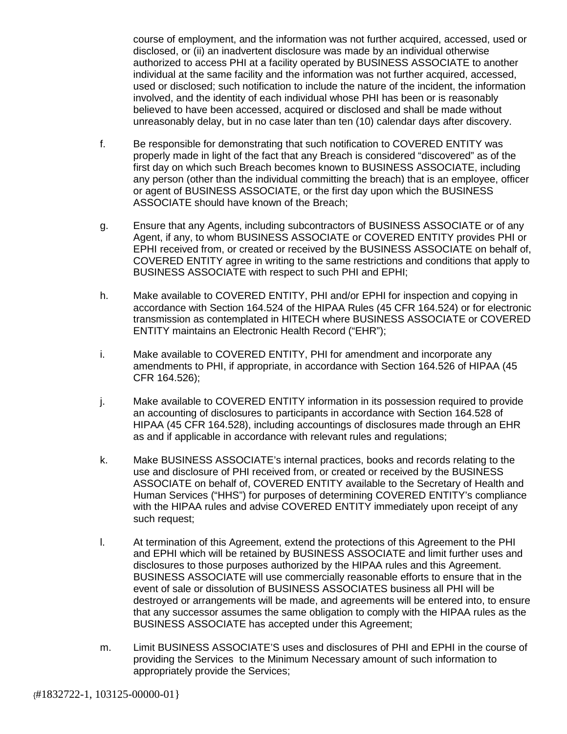course of employment, and the information was not further acquired, accessed, used or disclosed, or (ii) an inadvertent disclosure was made by an individual otherwise authorized to access PHI at a facility operated by BUSINESS ASSOCIATE to another individual at the same facility and the information was not further acquired, accessed, used or disclosed; such notification to include the nature of the incident, the information involved, and the identity of each individual whose PHI has been or is reasonably believed to have been accessed, acquired or disclosed and shall be made without unreasonably delay, but in no case later than ten (10) calendar days after discovery.

f. Be responsible for demonstrating that such notification to COVERED ENTITY was properly made in light of the fact that any Breach is considered "discovered" as of the first day on which such Breach becomes known to BUSINESS ASSOCIATE, including any person (other than the individual committing the breach) that is an employee, officer or agent of BUSINESS ASSOCIATE, or the first day upon which the BUSINESS ASSOCIATE should have known of the Breach;

g. Ensure that any Agents, including subcontractors of BUSINESS ASSOCIATE or of any Agent, if any, to whom BUSINESS ASSOCIATE or COVERED ENTITY provides PHI or EPHI received from, or created or received by the BUSINESS ASSOCIATE on behalf of, COVERED ENTITY agree in writing to the same restrictions and conditions that apply to BUSINESS ASSOCIATE with respect to such PHI and EPHI;

h. Make available to COVERED ENTITY, PHI and/or EPHI for inspection and copying in accordance with Section 164.524 of the HIPAA Rules (45 CFR 164.524) or for electronic transmission as contemplated in HITECH where BUSINESS ASSOCIATE or COVERED ENTITY maintains an Electronic Health Record ("EHR");

i. Make available to COVERED ENTITY, PHI for amendment and incorporate any amendments to PHI, if appropriate, in accordance with Section 164.526 of HIPAA (45 CFR 164.526);

j. Make available to COVERED ENTITY information in its possession required to provide an accounting of disclosures to participants in accordance with Section 164.528 of HIPAA (45 CFR 164.528), including accountings of disclosures made through an EHR as and if applicable in accordance with relevant rules and regulations;

k. Make BUSINESS ASSOCIATE's internal practices, books and records relating to the use and disclosure of PHI received from, or created or received by the BUSINESS ASSOCIATE on behalf of, COVERED ENTITY available to the Secretary of Health and Human Services ("HHS") for purposes of determining COVERED ENTITY's compliance with the HIPAA rules and advise COVERED ENTITY immediately upon receipt of any such request;

l. At termination of this Agreement, extend the protections of this Agreement to the PHI and EPHI which will be retained by BUSINESS ASSOCIATE and limit further uses and disclosures to those purposes authorized by the HIPAA rules and this Agreement. BUSINESS ASSOCIATE will use commercially reasonable efforts to ensure that in the event of sale or dissolution of BUSINESS ASSOCIATES business all PHI will be destroyed or arrangements will be made, and agreements will be entered into, to ensure that any successor assumes the same obligation to comply with the HIPAA rules as the BUSINESS ASSOCIATE has accepted under this Agreement;

m. Limit BUSINESS ASSOCIATE'S uses and disclosures of PHI and EPHI in the course of providing the Services to the Minimum Necessary amount of such information to appropriately provide the Services;

{#1832722-1, 103125-00000-01}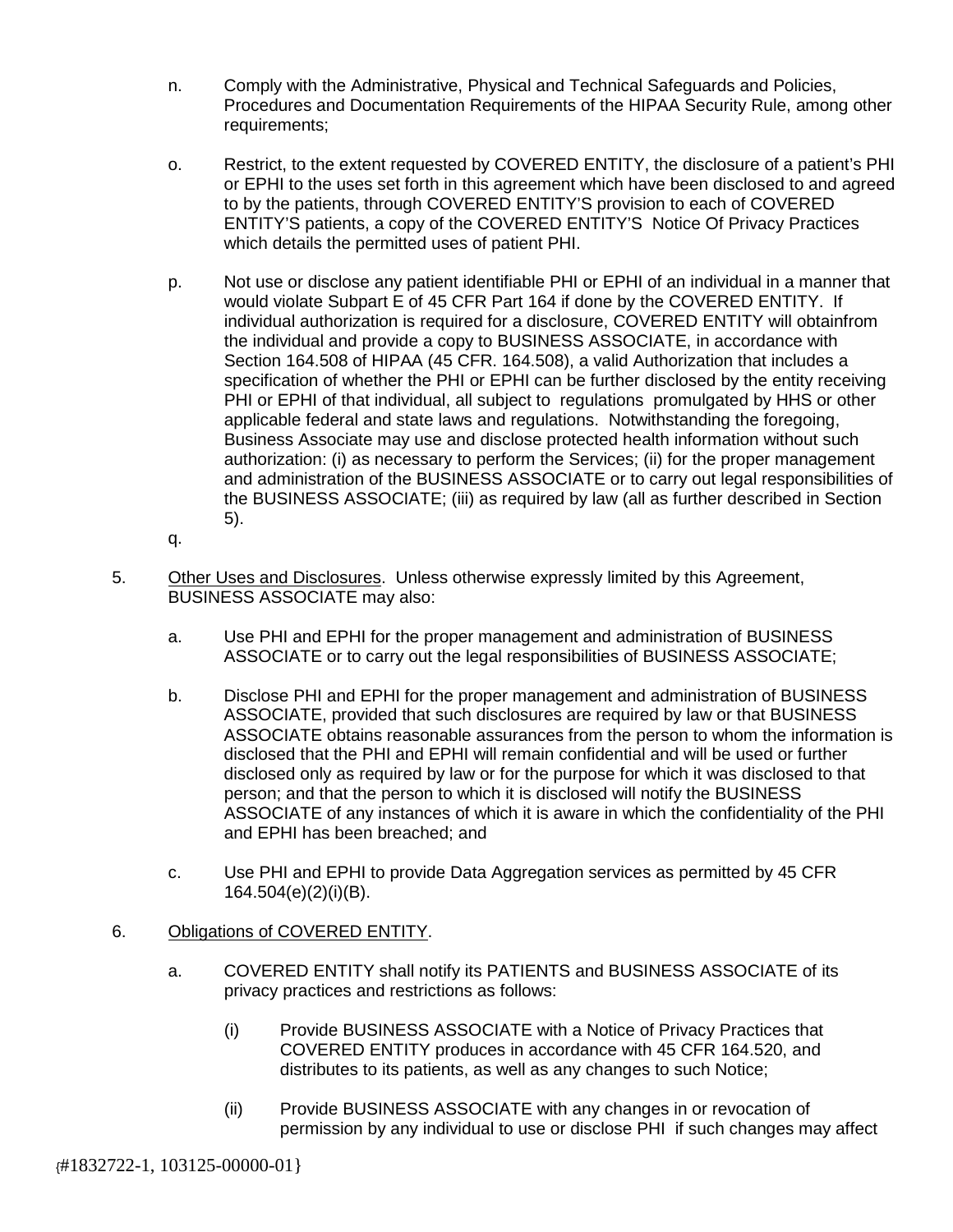n. Comply with the Administrative, Physical and Technical Safeguards and Policies, Procedures and Documentation Requirements of the HIPAA Security Rule, among other requirements;

o. Restrict, to the extent requested by COVERED ENTITY, the disclosure of a patient's PHI or EPHI to the uses set forth in this agreement which have been disclosed to and agreed to by the patients, through COVERED ENTITY'S provision to each of COVERED ENTITY'S patients, a copy of the COVERED ENTITY'S Notice Of Privacy Practices which details the permitted uses of patient PHI.

p. Not use or disclose any patient identifiable PHI or EPHI of an individual in a manner that would violate Subpart E of 45 CFR Part 164 if done by the COVERED ENTITY. If individual authorization is required for a disclosure, COVERED ENTITY will obtainfrom the individual and provide a copy to BUSINESS ASSOCIATE, in accordance with Section 164.508 of HIPAA (45 CFR. 164.508), a valid Authorization that includes a specification of whether the PHI or EPHI can be further disclosed by the entity receiving PHI or EPHI of that individual, all subject to regulations promulgated by HHS or other applicable federal and state laws and regulations. Notwithstanding the foregoing, Business Associate may use and disclose protected health information without such authorization: (i) as necessary to perform the Services; (ii) for the proper management and administration of the BUSINESS ASSOCIATE or to carry out legal responsibilities of the BUSINESS ASSOCIATE; (iii) as required by law (all as further described in Section 5).

q.

5. Other Uses and Disclosures. Unless otherwise expressly limited by this Agreement, BUSINESS ASSOCIATE may also:

a. Use PHI and EPHI for the proper management and administration of BUSINESS ASSOCIATE or to carry out the legal responsibilities of BUSINESS ASSOCIATE;

b. Disclose PHI and EPHI for the proper management and administration of BUSINESS ASSOCIATE, provided that such disclosures are required by law or that BUSINESS ASSOCIATE obtains reasonable assurances from the person to whom the information is disclosed that the PHI and EPHI will remain confidential and will be used or further disclosed only as required by law or for the purpose for which it was disclosed to that person; and that the person to which it is disclosed will notify the BUSINESS ASSOCIATE of any instances of which it is aware in which the confidentiality of the PHI and EPHI has been breached; and

c. Use PHI and EPHI to provide Data Aggregation services as permitted by 45 CFR 164.504(e)(2)(i)(B).

6. Obligations of COVERED ENTITY.

a. COVERED ENTITY shall notify its PATIENTS and BUSINESS ASSOCIATE of its privacy practices and restrictions as follows:

(i) Provide BUSINESS ASSOCIATE with a Notice of Privacy Practices that COVERED ENTITY produces in accordance with 45 CFR 164.520, and distributes to its patients, as well as any changes to such Notice;

(ii) Provide BUSINESS ASSOCIATE with any changes in or revocation of permission by any individual to use or disclose PHI if such changes may affect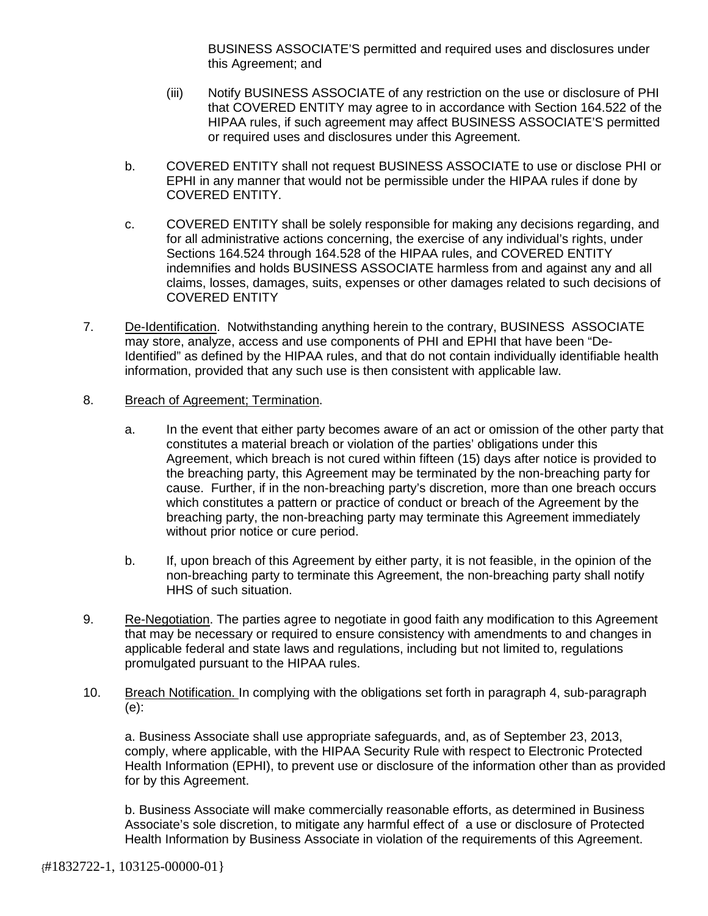BUSINESS ASSOCIATE'S permitted and required uses and disclosures under this Agreement; and

(iii) Notify BUSINESS ASSOCIATE of any restriction on the use or disclosure of PHI that COVERED ENTITY may agree to in accordance with Section 164.522 of the HIPAA rules, if such agreement may affect BUSINESS ASSOCIATE'S permitted or required uses and disclosures under this Agreement.

b. COVERED ENTITY shall not request BUSINESS ASSOCIATE to use or disclose PHI or EPHI in any manner that would not be permissible under the HIPAA rules if done by COVERED ENTITY.

c. COVERED ENTITY shall be solely responsible for making any decisions regarding, and for all administrative actions concerning, the exercise of any individual's rights, under Sections 164.524 through 164.528 of the HIPAA rules, and COVERED ENTITY indemnifies and holds BUSINESS ASSOCIATE harmless from and against any and all claims, losses, damages, suits, expenses or other damages related to such decisions of COVERED ENTITY

7. De-Identification. Notwithstanding anything herein to the contrary, BUSINESS ASSOCIATE may store, analyze, access and use components of PHI and EPHI that have been "De-Identified" as defined by the HIPAA rules, and that do not contain individually identifiable health information, provided that any such use is then consistent with applicable law.

8. Breach of Agreement; Termination.

a. In the event that either party becomes aware of an act or omission of the other party that constitutes a material breach or violation of the parties' obligations under this Agreement, which breach is not cured within fifteen (15) days after notice is provided to the breaching party, this Agreement may be terminated by the non-breaching party for cause. Further, if in the non-breaching party's discretion, more than one breach occurs which constitutes a pattern or practice of conduct or breach of the Agreement by the breaching party, the non-breaching party may terminate this Agreement immediately without prior notice or cure period.

b. If, upon breach of this Agreement by either party, it is not feasible, in the opinion of the non-breaching party to terminate this Agreement, the non-breaching party shall notify HHS of such situation.

9. Re-Negotiation. The parties agree to negotiate in good faith any modification to this Agreement that may be necessary or required to ensure consistency with amendments to and changes in applicable federal and state laws and regulations, including but not limited to, regulations promulgated pursuant to the HIPAA rules.

10. Breach Notification. In complying with the obligations set forth in paragraph 4, sub-paragraph (e):

a. Business Associate shall use appropriate safeguards, and, as of September 23, 2013, comply, where applicable, with the HIPAA Security Rule with respect to Electronic Protected Health Information (EPHI), to prevent use or disclosure of the information other than as provided for by this Agreement.

b. Business Associate will make commercially reasonable efforts, as determined in Business Associate's sole discretion, to mitigate any harmful effect of a use or disclosure of Protected Health Information by Business Associate in violation of the requirements of this Agreement.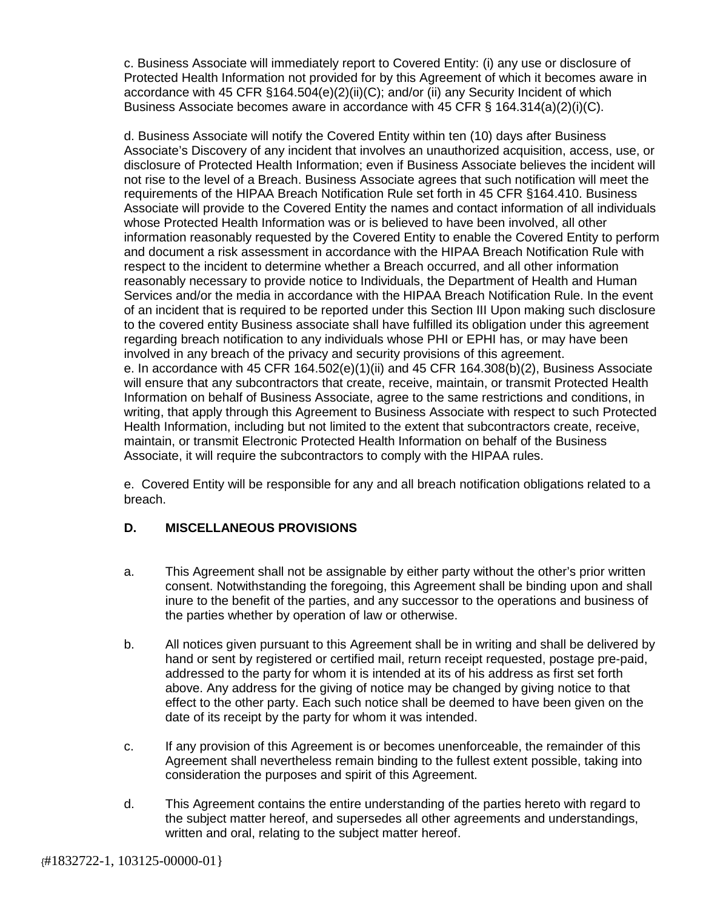c. Business Associate will immediately report to Covered Entity: (i) any use or disclosure of Protected Health Information not provided for by this Agreement of which it becomes aware in accordance with 45 CFR §164.504(e)(2)(ii)(C); and/or (ii) any Security Incident of which Business Associate becomes aware in accordance with 45 CFR § 164.314(a)(2)(i)(C).

d. Business Associate will notify the Covered Entity within ten (10) days after Business Associate's Discovery of any incident that involves an unauthorized acquisition, access, use, or disclosure of Protected Health Information; even if Business Associate believes the incident will not rise to the level of a Breach. Business Associate agrees that such notification will meet the requirements of the HIPAA Breach Notification Rule set forth in 45 CFR §164.410. Business Associate will provide to the Covered Entity the names and contact information of all individuals whose Protected Health Information was or is believed to have been involved, all other information reasonably requested by the Covered Entity to enable the Covered Entity to perform and document a risk assessment in accordance with the HIPAA Breach Notification Rule with respect to the incident to determine whether a Breach occurred, and all other information reasonably necessary to provide notice to Individuals, the Department of Health and Human Services and/or the media in accordance with the HIPAA Breach Notification Rule. In the event of an incident that is required to be reported under this Section III Upon making such disclosure to the covered entity Business associate shall have fulfilled its obligation under this agreement regarding breach notification to any individuals whose PHI or EPHI has, or may have been involved in any breach of the privacy and security provisions of this agreement.
e. In accordance with 45 CFR 164.502(e)(1)(ii) and 45 CFR 164.308(b)(2), Business Associate will ensure that any subcontractors that create, receive, maintain, or transmit Protected Health Information on behalf of Business Associate, agree to the same restrictions and conditions, in writing, that apply through this Agreement to Business Associate with respect to such Protected Health Information, including but not limited to the extent that subcontractors create, receive, maintain, or transmit Electronic Protected Health Information on behalf of the Business Associate, it will require the subcontractors to comply with the HIPAA rules.

e. Covered Entity will be responsible for any and all breach notification obligations related to a breach.

## D. MISCELLANEOUS PROVISIONS

a. This Agreement shall not be assignable by either party without the other's prior written consent. Notwithstanding the foregoing, this Agreement shall be binding upon and shall inure to the benefit of the parties, and any successor to the operations and business of the parties whether by operation of law or otherwise.

b. All notices given pursuant to this Agreement shall be in writing and shall be delivered by hand or sent by registered or certified mail, return receipt requested, postage pre-paid, addressed to the party for whom it is intended at its of his address as first set forth above. Any address for the giving of notice may be changed by giving notice to that effect to the other party. Each such notice shall be deemed to have been given on the date of its receipt by the party for whom it was intended.

c. If any provision of this Agreement is or becomes unenforceable, the remainder of this Agreement shall nevertheless remain binding to the fullest extent possible, taking into consideration the purposes and spirit of this Agreement.

d. This Agreement contains the entire understanding of the parties hereto with regard to the subject matter hereof, and supersedes all other agreements and understandings, written and oral, relating to the subject matter hereof.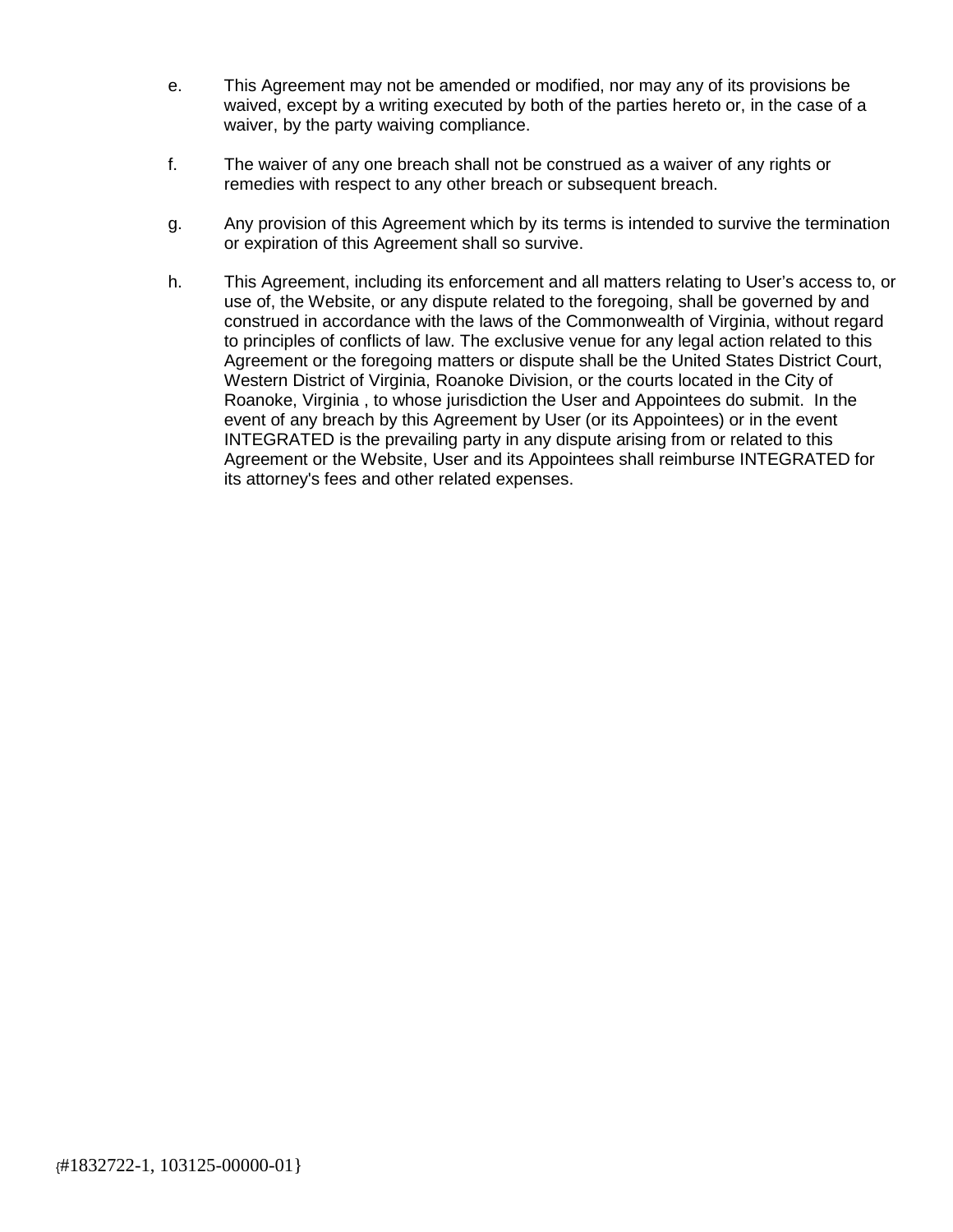e. This Agreement may not be amended or modified, nor may any of its provisions be waived, except by a writing executed by both of the parties hereto or, in the case of a waiver, by the party waiving compliance.

f. The waiver of any one breach shall not be construed as a waiver of any rights or remedies with respect to any other breach or subsequent breach.

g. Any provision of this Agreement which by its terms is intended to survive the termination or expiration of this Agreement shall so survive.

h. This Agreement, including its enforcement and all matters relating to User's access to, or use of, the Website, or any dispute related to the foregoing, shall be governed by and construed in accordance with the laws of the Commonwealth of Virginia, without regard to principles of conflicts of law. The exclusive venue for any legal action related to this Agreement or the foregoing matters or dispute shall be the United States District Court, Western District of Virginia, Roanoke Division, or the courts located in the City of Roanoke, Virginia , to whose jurisdiction the User and Appointees do submit. In the event of any breach by this Agreement by User (or its Appointees) or in the event INTEGRATED is the prevailing party in any dispute arising from or related to this Agreement or the Website, User and its Appointees shall reimburse INTEGRATED for its attorney's fees and other related expenses.

{#1832722-1, 103125-00000-01}